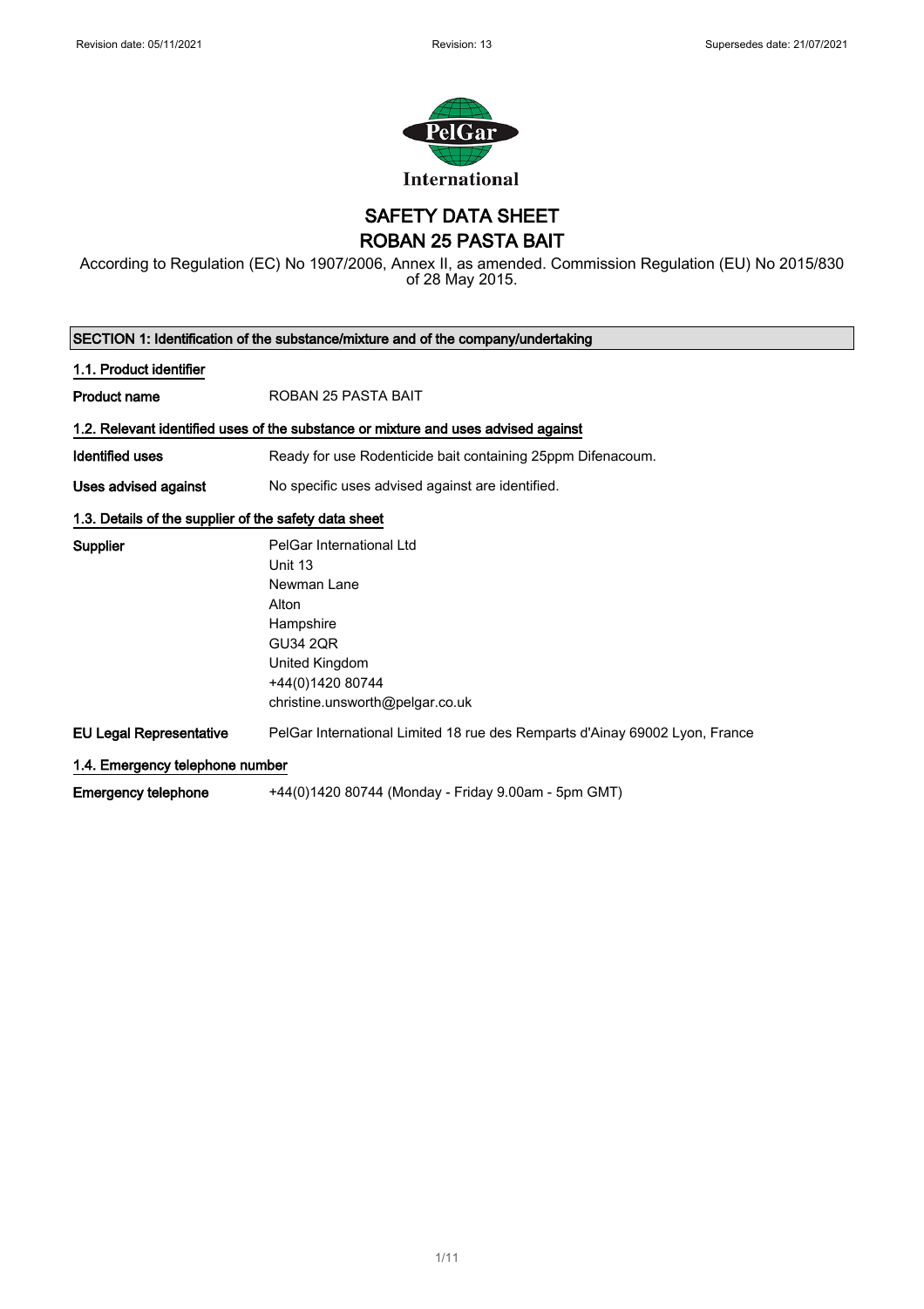International

# SAFETY DATA SHEET
# ROBAN 25 PASTA BAIT

According to Regulation (EC) No 1907/2006, Annex II, as amended. Commission Regulation (EU) No 2015/830 of 28 May 2015.

## SECTION 1: Identification of the substance/mixture and of the company/undertaking

### 1.1. Product identifier

| | |
|---|---|
| **Product name** | ROBAN 25 PASTA BAIT |

### 1.2. Relevant identified uses of the substance or mixture and uses advised against

| | |
|---|---|
| **Identified uses** | Ready for use Rodenticide bait containing 25ppm Difenacoum. |
| **Uses advised against** | No specific uses advised against are identified. |

### 1.3. Details of the supplier of the safety data sheet

| | |
|---|---|
| **Supplier** | PelGar International Ltd<br>Unit 13<br>Newman Lane<br>Alton<br>Hampshire<br>GU34 2QR<br>United Kingdom<br>+44(0)1420 80744<br>christine.unsworth@pelgar.co.uk |
| **EU Legal Representative** | PelGar International Limited 18 rue des Remparts d'Ainay 69002 Lyon, France |

### 1.4. Emergency telephone number

| | |
|---|---|
| **Emergency telephone** | +44(0)1420 80744 (Monday - Friday 9.00am - 5pm GMT) |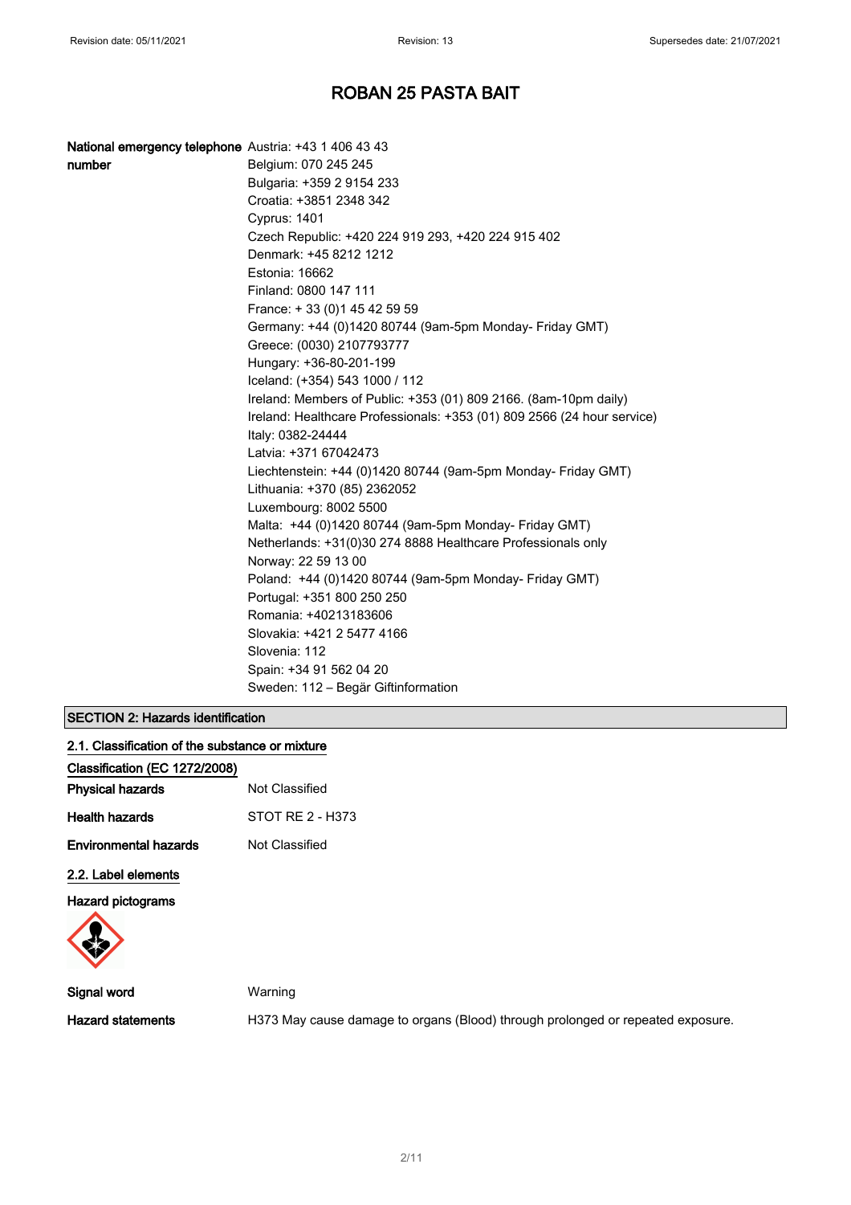# ROBAN 25 PASTA BAIT

**National emergency telephone number**

Austria: +43 1 406 43 43
Belgium: 070 245 245
Bulgaria: +359 2 9154 233
Croatia: +3851 2348 342
Cyprus: 1401
Czech Republic: +420 224 919 293, +420 224 915 402
Denmark: +45 8212 1212
Estonia: 16662
Finland: 0800 147 111
France: + 33 (0)1 45 42 59 59
Germany: +44 (0)1420 80744 (9am-5pm Monday- Friday GMT)
Greece: (0030) 2107793777
Hungary: +36-80-201-199
Iceland: (+354) 543 1000 / 112
Ireland: Members of Public: +353 (01) 809 2166. (8am-10pm daily)
Ireland: Healthcare Professionals: +353 (01) 809 2566 (24 hour service)
Italy: 0382-24444
Latvia: +371 67042473
Liechtenstein: +44 (0)1420 80744 (9am-5pm Monday- Friday GMT)
Lithuania: +370 (85) 2362052
Luxembourg: 8002 5500
Malta: +44 (0)1420 80744 (9am-5pm Monday- Friday GMT)
Netherlands: +31(0)30 274 8888 Healthcare Professionals only
Norway: 22 59 13 00
Poland: +44 (0)1420 80744 (9am-5pm Monday- Friday GMT)
Portugal: +351 800 250 250
Romania: +40213183606
Slovakia: +421 2 5477 4166
Slovenia: 112
Spain: +34 91 562 04 20
Sweden: 112 – Begär Giftinformation

## SECTION 2: Hazards identification

### 2.1. Classification of the substance or mixture

**Classification (EC 1272/2008)**

**Physical hazards** Not Classified

**Health hazards** STOT RE 2 - H373

**Environmental hazards** Not Classified

### 2.2. Label elements

**Hazard pictograms**

**Signal word** Warning

**Hazard statements** H373 May cause damage to organs (Blood) through prolonged or repeated exposure.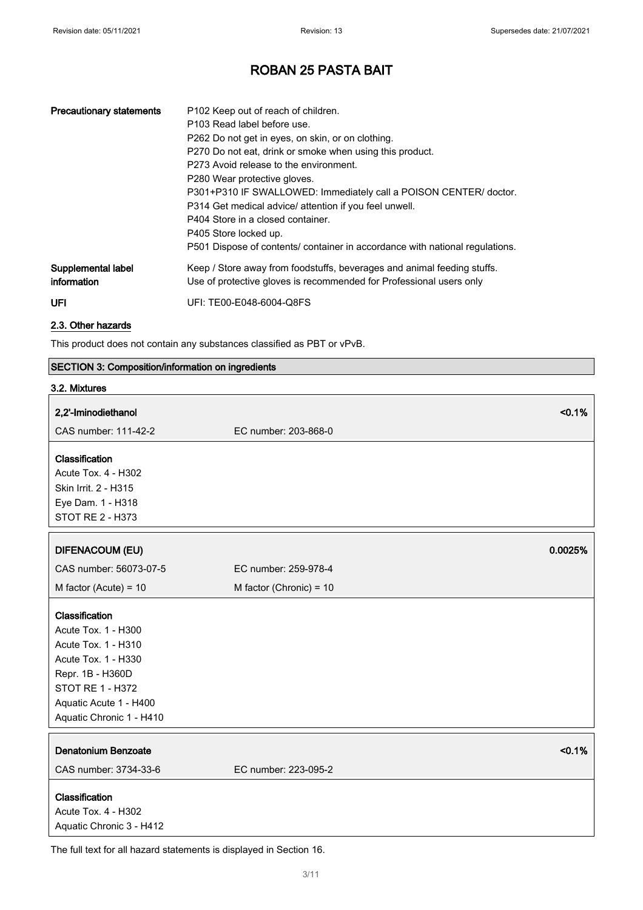# ROBAN 25 PASTA BAIT

| | |
|---|---|
| **Precautionary statements** | P102 Keep out of reach of children.<br>P103 Read label before use.<br>P262 Do not get in eyes, on skin, or on clothing.<br>P270 Do not eat, drink or smoke when using this product.<br>P273 Avoid release to the environment.<br>P280 Wear protective gloves.<br>P301+P310 IF SWALLOWED: Immediately call a POISON CENTER/ doctor.<br>P314 Get medical advice/ attention if you feel unwell.<br>P404 Store in a closed container.<br>P405 Store locked up.<br>P501 Dispose of contents/ container in accordance with national regulations. |
| **Supplemental label information** | Keep / Store away from foodstuffs, beverages and animal feeding stuffs.<br>Use of protective gloves is recommended for Professional users only |
| **UFI** | UFI: TE00-E048-6004-Q8FS |

### 2.3. Other hazards

This product does not contain any substances classified as PBT or vPvB.

## SECTION 3: Composition/information on ingredients

### 3.2. Mixtures

| **2,2'-Iminodiethanol** | | **<0.1%** |
|---|---|---|
| CAS number: 111-42-2 | EC number: 203-868-0 | |

**Classification**
Acute Tox. 4 - H302
Skin Irrit. 2 - H315
Eye Dam. 1 - H318
STOT RE 2 - H373

| **DIFENACOUM (EU)** | | **0.0025%** |
|---|---|---|
| CAS number: 56073-07-5 | EC number: 259-978-4 | |
| M factor (Acute) = 10 | M factor (Chronic) = 10 | |

**Classification**
Acute Tox. 1 - H300
Acute Tox. 1 - H310
Acute Tox. 1 - H330
Repr. 1B - H360D
STOT RE 1 - H372
Aquatic Acute 1 - H400
Aquatic Chronic 1 - H410

| **Denatonium Benzoate** | | **<0.1%** |
|---|---|---|
| CAS number: 3734-33-6 | EC number: 223-095-2 | |

**Classification**
Acute Tox. 4 - H302
Aquatic Chronic 3 - H412

The full text for all hazard statements is displayed in Section 16.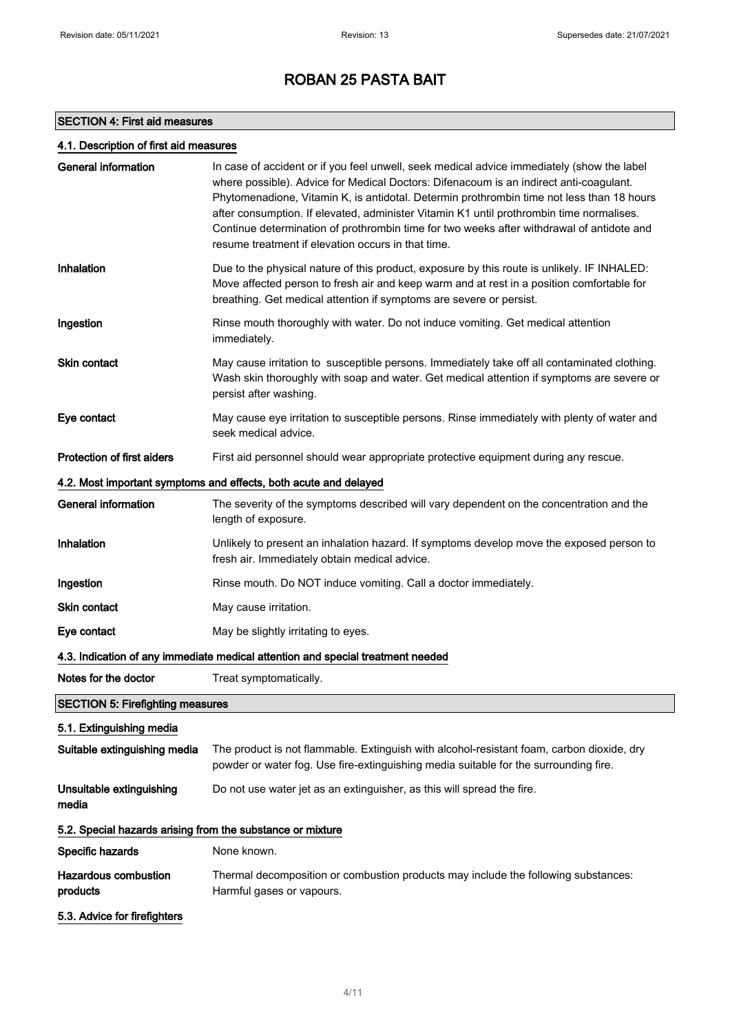# ROBAN 25 PASTA BAIT

## SECTION 4: First aid measures

### 4.1. Description of first aid measures

| | |
|---|---|
| **General information** | In case of accident or if you feel unwell, seek medical advice immediately (show the label where possible). Advice for Medical Doctors: Difenacoum is an indirect anti-coagulant. Phytomenadione, Vitamin K, is antidotal. Determin prothrombin time not less than 18 hours after consumption. If elevated, administer Vitamin K1 until prothrombin time normalises. Continue determination of prothrombin time for two weeks after withdrawal of antidote and resume treatment if elevation occurs in that time. |
| **Inhalation** | Due to the physical nature of this product, exposure by this route is unlikely. IF INHALED: Move affected person to fresh air and keep warm and at rest in a position comfortable for breathing. Get medical attention if symptoms are severe or persist. |
| **Ingestion** | Rinse mouth thoroughly with water. Do not induce vomiting. Get medical attention immediately. |
| **Skin contact** | May cause irritation to susceptible persons. Immediately take off all contaminated clothing. Wash skin thoroughly with soap and water. Get medical attention if symptoms are severe or persist after washing. |
| **Eye contact** | May cause eye irritation to susceptible persons. Rinse immediately with plenty of water and seek medical advice. |
| **Protection of first aiders** | First aid personnel should wear appropriate protective equipment during any rescue. |

### 4.2. Most important symptoms and effects, both acute and delayed

| | |
|---|---|
| **General information** | The severity of the symptoms described will vary dependent on the concentration and the length of exposure. |
| **Inhalation** | Unlikely to present an inhalation hazard. If symptoms develop move the exposed person to fresh air. Immediately obtain medical advice. |
| **Ingestion** | Rinse mouth. Do NOT induce vomiting. Call a doctor immediately. |
| **Skin contact** | May cause irritation. |
| **Eye contact** | May be slightly irritating to eyes. |

### 4.3. Indication of any immediate medical attention and special treatment needed

| | |
|---|---|
| **Notes for the doctor** | Treat symptomatically. |

## SECTION 5: Firefighting measures

### 5.1. Extinguishing media

| | |
|---|---|
| **Suitable extinguishing media** | The product is not flammable. Extinguish with alcohol-resistant foam, carbon dioxide, dry powder or water fog. Use fire-extinguishing media suitable for the surrounding fire. |
| **Unsuitable extinguishing media** | Do not use water jet as an extinguisher, as this will spread the fire. |

### 5.2. Special hazards arising from the substance or mixture

| | |
|---|---|
| **Specific hazards** | None known. |
| **Hazardous combustion products** | Thermal decomposition or combustion products may include the following substances: Harmful gases or vapours. |

### 5.3. Advice for firefighters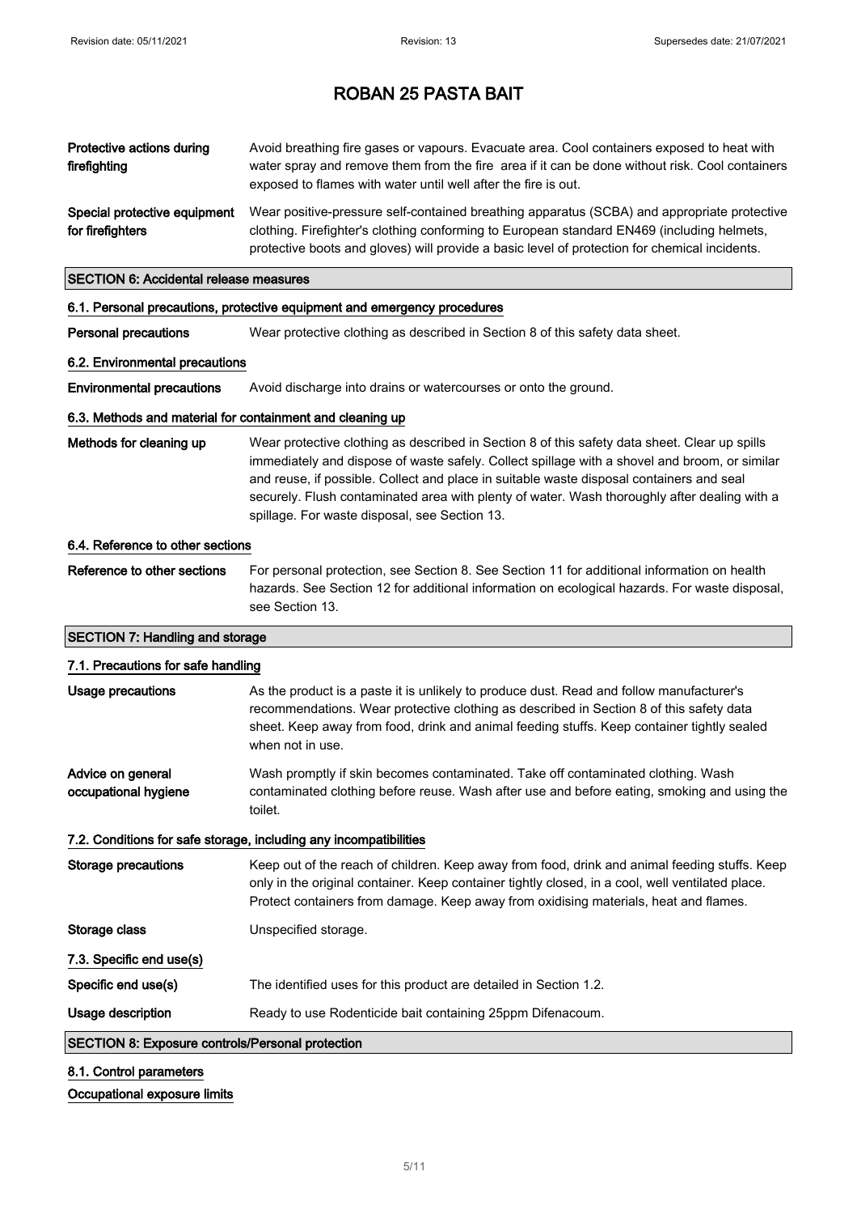# ROBAN 25 PASTA BAIT

**Protective actions during firefighting**
Avoid breathing fire gases or vapours. Evacuate area. Cool containers exposed to heat with water spray and remove them from the fire area if it can be done without risk. Cool containers exposed to flames with water until well after the fire is out.

**Special protective equipment for firefighters**
Wear positive-pressure self-contained breathing apparatus (SCBA) and appropriate protective clothing. Firefighter's clothing conforming to European standard EN469 (including helmets, protective boots and gloves) will provide a basic level of protection for chemical incidents.

## SECTION 6: Accidental release measures

### 6.1. Personal precautions, protective equipment and emergency procedures

**Personal precautions**
Wear protective clothing as described in Section 8 of this safety data sheet.

### 6.2. Environmental precautions

**Environmental precautions**
Avoid discharge into drains or watercourses or onto the ground.

### 6.3. Methods and material for containment and cleaning up

**Methods for cleaning up**
Wear protective clothing as described in Section 8 of this safety data sheet. Clear up spills immediately and dispose of waste safely. Collect spillage with a shovel and broom, or similar and reuse, if possible. Collect and place in suitable waste disposal containers and seal securely. Flush contaminated area with plenty of water. Wash thoroughly after dealing with a spillage. For waste disposal, see Section 13.

### 6.4. Reference to other sections

**Reference to other sections**
For personal protection, see Section 8. See Section 11 for additional information on health hazards. See Section 12 for additional information on ecological hazards. For waste disposal, see Section 13.

## SECTION 7: Handling and storage

### 7.1. Precautions for safe handling

**Usage precautions**
As the product is a paste it is unlikely to produce dust. Read and follow manufacturer's recommendations. Wear protective clothing as described in Section 8 of this safety data sheet. Keep away from food, drink and animal feeding stuffs. Keep container tightly sealed when not in use.

**Advice on general occupational hygiene**
Wash promptly if skin becomes contaminated. Take off contaminated clothing. Wash contaminated clothing before reuse. Wash after use and before eating, smoking and using the toilet.

### 7.2. Conditions for safe storage, including any incompatibilities

**Storage precautions**
Keep out of the reach of children. Keep away from food, drink and animal feeding stuffs. Keep only in the original container. Keep container tightly closed, in a cool, well ventilated place. Protect containers from damage. Keep away from oxidising materials, heat and flames.

**Storage class**
Unspecified storage.

### 7.3. Specific end use(s)

**Specific end use(s)**
The identified uses for this product are detailed in Section 1.2.

**Usage description**
Ready to use Rodenticide bait containing 25ppm Difenacoum.

## SECTION 8: Exposure controls/Personal protection

### 8.1. Control parameters

**Occupational exposure limits**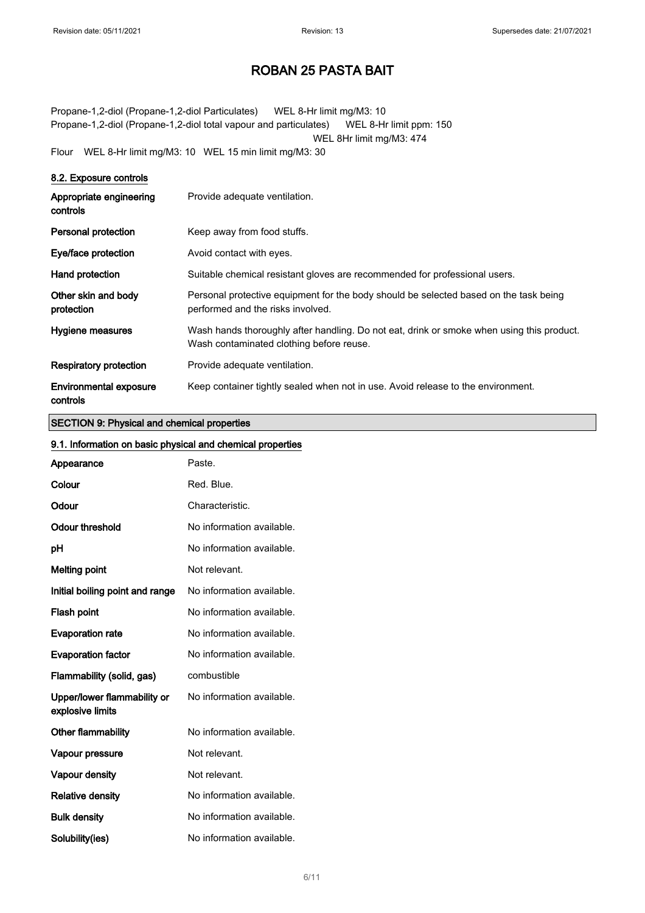Propane-1,2-diol (Propane-1,2-diol Particulates) WEL 8-Hr limit mg/M3: 10
Propane-1,2-diol (Propane-1,2-diol total vapour and particulates) WEL 8-Hr limit ppm: 150
WEL 8Hr limit mg/M3: 474
Flour WEL 8-Hr limit mg/M3: 10 WEL 15 min limit mg/M3: 30

### 8.2. Exposure controls

| | |
|---|---|
| **Appropriate engineering controls** | Provide adequate ventilation. |
| **Personal protection** | Keep away from food stuffs. |
| **Eye/face protection** | Avoid contact with eyes. |
| **Hand protection** | Suitable chemical resistant gloves are recommended for professional users. |
| **Other skin and body protection** | Personal protective equipment for the body should be selected based on the task being performed and the risks involved. |
| **Hygiene measures** | Wash hands thoroughly after handling. Do not eat, drink or smoke when using this product. Wash contaminated clothing before reuse. |
| **Respiratory protection** | Provide adequate ventilation. |
| **Environmental exposure controls** | Keep container tightly sealed when not in use. Avoid release to the environment. |

## SECTION 9: Physical and chemical properties

### 9.1. Information on basic physical and chemical properties

| | |
|---|---|
| **Appearance** | Paste. |
| **Colour** | Red. Blue. |
| **Odour** | Characteristic. |
| **Odour threshold** | No information available. |
| **pH** | No information available. |
| **Melting point** | Not relevant. |
| **Initial boiling point and range** | No information available. |
| **Flash point** | No information available. |
| **Evaporation rate** | No information available. |
| **Evaporation factor** | No information available. |
| **Flammability (solid, gas)** | combustible |
| **Upper/lower flammability or explosive limits** | No information available. |
| **Other flammability** | No information available. |
| **Vapour pressure** | Not relevant. |
| **Vapour density** | Not relevant. |
| **Relative density** | No information available. |
| **Bulk density** | No information available. |
| **Solubility(ies)** | No information available. |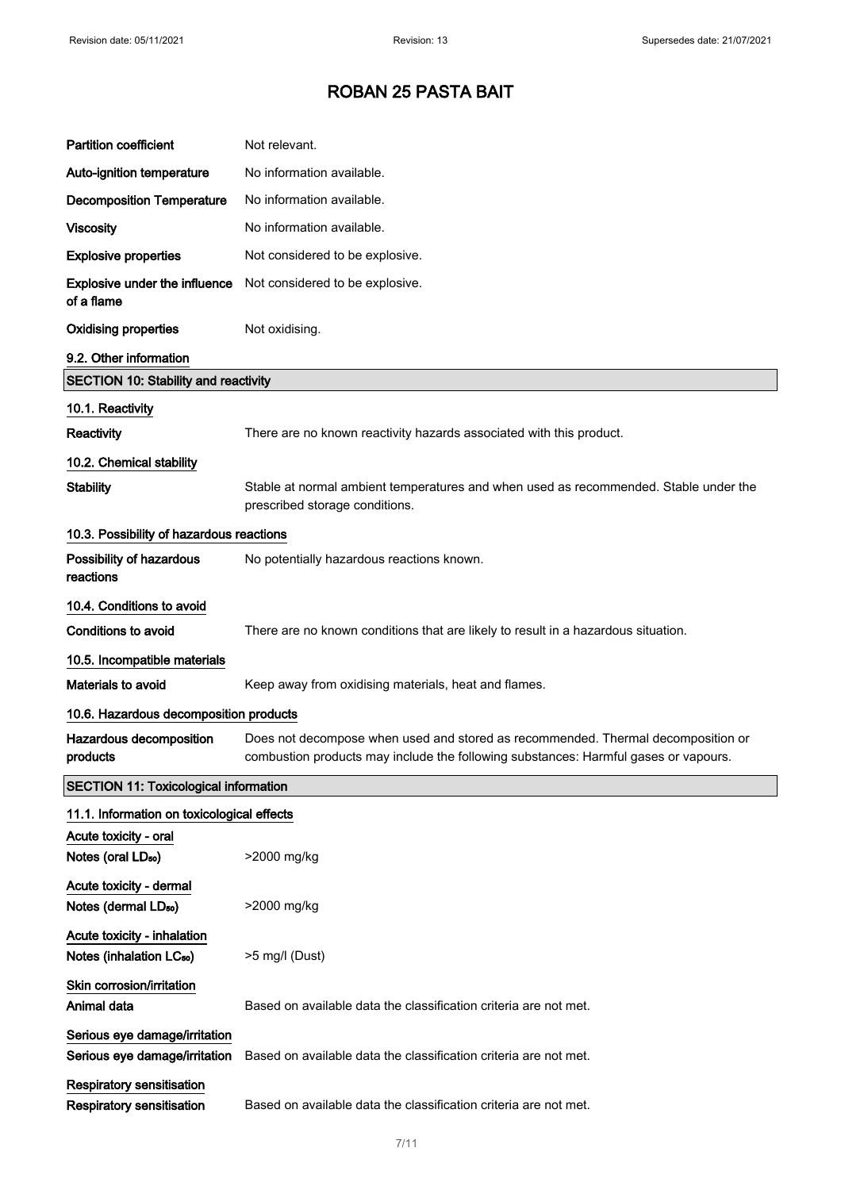| | |
|---|---|
| **Partition coefficient** | Not relevant. |
| **Auto-ignition temperature** | No information available. |
| **Decomposition Temperature** | No information available. |
| **Viscosity** | No information available. |
| **Explosive properties** | Not considered to be explosive. |
| **Explosive under the influence of a flame** | Not considered to be explosive. |
| **Oxidising properties** | Not oxidising. |

**9.2. Other information**

## SECTION 10: Stability and reactivity

**10.1. Reactivity**

| | |
|---|---|
| **Reactivity** | There are no known reactivity hazards associated with this product. |

**10.2. Chemical stability**

| | |
|---|---|
| **Stability** | Stable at normal ambient temperatures and when used as recommended. Stable under the prescribed storage conditions. |

**10.3. Possibility of hazardous reactions**

| | |
|---|---|
| **Possibility of hazardous reactions** | No potentially hazardous reactions known. |

**10.4. Conditions to avoid**

| | |
|---|---|
| **Conditions to avoid** | There are no known conditions that are likely to result in a hazardous situation. |

**10.5. Incompatible materials**

| | |
|---|---|
| **Materials to avoid** | Keep away from oxidising materials, heat and flames. |

**10.6. Hazardous decomposition products**

| | |
|---|---|
| **Hazardous decomposition products** | Does not decompose when used and stored as recommended. Thermal decomposition or combustion products may include the following substances: Harmful gases or vapours. |

## SECTION 11: Toxicological information

**11.1. Information on toxicological effects**

**Acute toxicity - oral**

| | |
|---|---|
| **Notes (oral $LD_{50}$)** | >2000 mg/kg |

**Acute toxicity - dermal**

| | |
|---|---|
| **Notes (dermal $LD_{50}$)** | >2000 mg/kg |

**Acute toxicity - inhalation**

| | |
|---|---|
| **Notes (inhalation $LC_{50}$)** | >5 mg/l (Dust) |

**Skin corrosion/irritation**

| | |
|---|---|
| **Animal data** | Based on available data the classification criteria are not met. |

**Serious eye damage/irritation**

| | |
|---|---|
| **Serious eye damage/irritation** | Based on available data the classification criteria are not met. |

**Respiratory sensitisation**

| | |
|---|---|
| **Respiratory sensitisation** | Based on available data the classification criteria are not met. |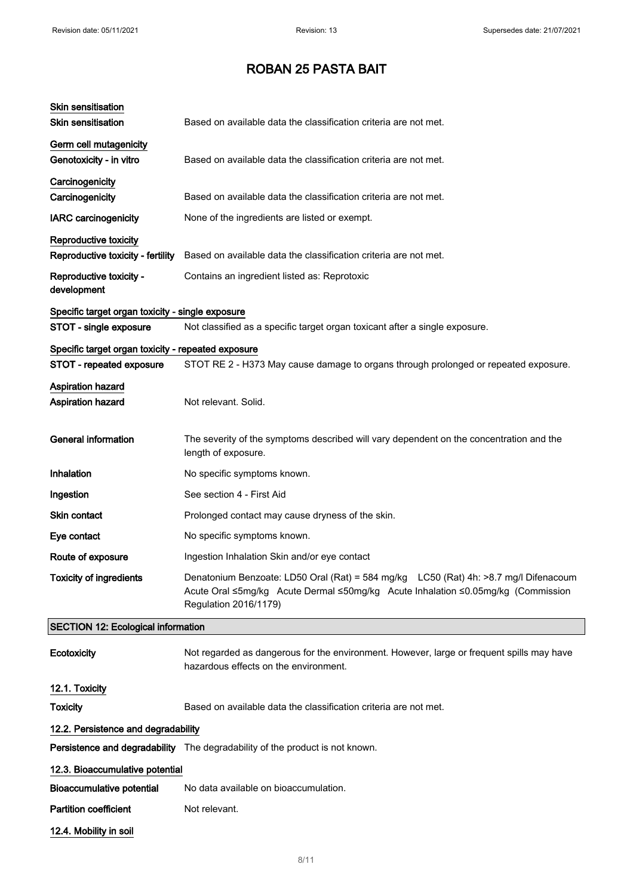# ROBAN 25 PASTA BAIT

**Skin sensitisation**

| | |
|---|---|
| **Skin sensitisation** | Based on available data the classification criteria are not met. |

**Germ cell mutagenicity**

| | |
|---|---|
| **Genotoxicity - in vitro** | Based on available data the classification criteria are not met. |

**Carcinogenicity**

| | |
|---|---|
| **Carcinogenicity** | Based on available data the classification criteria are not met. |
| **IARC carcinogenicity** | None of the ingredients are listed or exempt. |

**Reproductive toxicity**

| | |
|---|---|
| **Reproductive toxicity - fertility** | Based on available data the classification criteria are not met. |
| **Reproductive toxicity - development** | Contains an ingredient listed as: Reprotoxic |

**Specific target organ toxicity - single exposure**

| | |
|---|---|
| **STOT - single exposure** | Not classified as a specific target organ toxicant after a single exposure. |

**Specific target organ toxicity - repeated exposure**

| | |
|---|---|
| **STOT - repeated exposure** | STOT RE 2 - H373 May cause damage to organs through prolonged or repeated exposure. |

**Aspiration hazard**

| | |
|---|---|
| **Aspiration hazard** | Not relevant. Solid. |

| | |
|---|---|
| **General information** | The severity of the symptoms described will vary dependent on the concentration and the length of exposure. |
| **Inhalation** | No specific symptoms known. |
| **Ingestion** | See section 4 - First Aid |
| **Skin contact** | Prolonged contact may cause dryness of the skin. |
| **Eye contact** | No specific symptoms known. |
| **Route of exposure** | Ingestion Inhalation Skin and/or eye contact |
| **Toxicity of ingredients** | Denatonium Benzoate: LD50 Oral (Rat) = 584 mg/kg LC50 (Rat) 4h: >8.7 mg/l Difenacoum Acute Oral ≤5mg/kg Acute Dermal ≤50mg/kg Acute Inhalation ≤0.05mg/kg (Commission Regulation 2016/1179) |

## SECTION 12: Ecological information

| | |
|---|---|
| **Ecotoxicity** | Not regarded as dangerous for the environment. However, large or frequent spills may have hazardous effects on the environment. |

**12.1. Toxicity**

| | |
|---|---|
| **Toxicity** | Based on available data the classification criteria are not met. |

**12.2. Persistence and degradability**

| | |
|---|---|
| **Persistence and degradability** | The degradability of the product is not known. |

**12.3. Bioaccumulative potential**

| | |
|---|---|
| **Bioaccumulative potential** | No data available on bioaccumulation. |
| **Partition coefficient** | Not relevant. |

**12.4. Mobility in soil**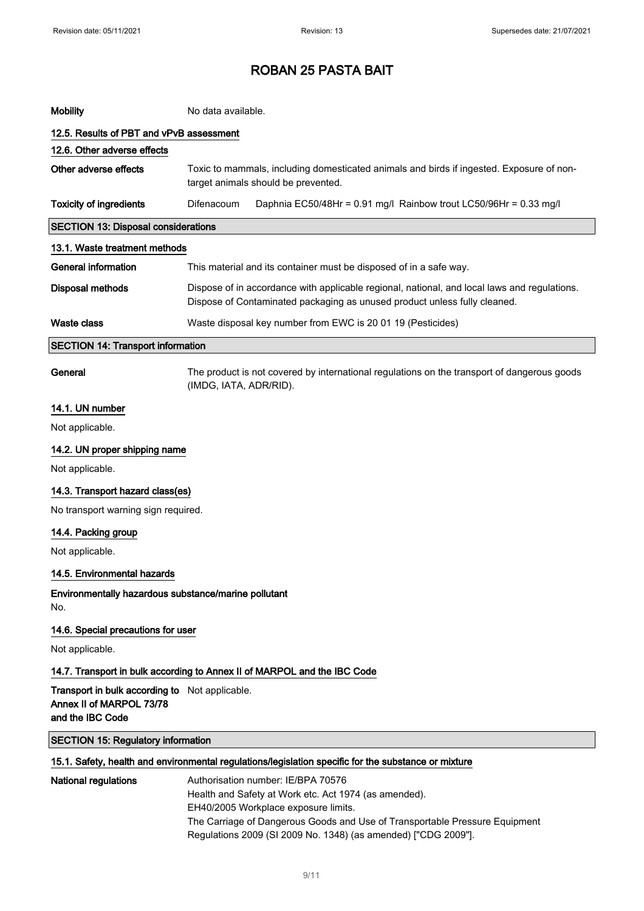| | |
|---|---|
| **Mobility** | No data available. |

### 12.5. Results of PBT and vPvB assessment

### 12.6. Other adverse effects

| | |
|---|---|
| **Other adverse effects** | Toxic to mammals, including domesticated animals and birds if ingested. Exposure of non-target animals should be prevented. |
| **Toxicity of ingredients** | Difenacoum Daphnia EC50/48Hr = 0.91 mg/l Rainbow trout LC50/96Hr = 0.33 mg/l |

## SECTION 13: Disposal considerations

### 13.1. Waste treatment methods

| | |
|---|---|
| **General information** | This material and its container must be disposed of in a safe way. |
| **Disposal methods** | Dispose of in accordance with applicable regional, national, and local laws and regulations. Dispose of Contaminated packaging as unused product unless fully cleaned. |
| **Waste class** | Waste disposal key number from EWC is 20 01 19 (Pesticides) |

## SECTION 14: Transport information

| | |
|---|---|
| **General** | The product is not covered by international regulations on the transport of dangerous goods (IMDG, IATA, ADR/RID). |

### 14.1. UN number

Not applicable.

### 14.2. UN proper shipping name

Not applicable.

### 14.3. Transport hazard class(es)

No transport warning sign required.

### 14.4. Packing group

Not applicable.

### 14.5. Environmental hazards

**Environmentally hazardous substance/marine pollutant**

No.

### 14.6. Special precautions for user

Not applicable.

### 14.7. Transport in bulk according to Annex II of MARPOL and the IBC Code

| | |
|---|---|
| **Transport in bulk according to Annex II of MARPOL 73/78 and the IBC Code** | Not applicable. |

## SECTION 15: Regulatory information

### 15.1. Safety, health and environmental regulations/legislation specific for the substance or mixture

| | |
|---|---|
| **National regulations** | Authorisation number: IE/BPA 70576<br>Health and Safety at Work etc. Act 1974 (as amended).<br>EH40/2005 Workplace exposure limits.<br>The Carriage of Dangerous Goods and Use of Transportable Pressure Equipment Regulations 2009 (SI 2009 No. 1348) (as amended) ["CDG 2009"]. |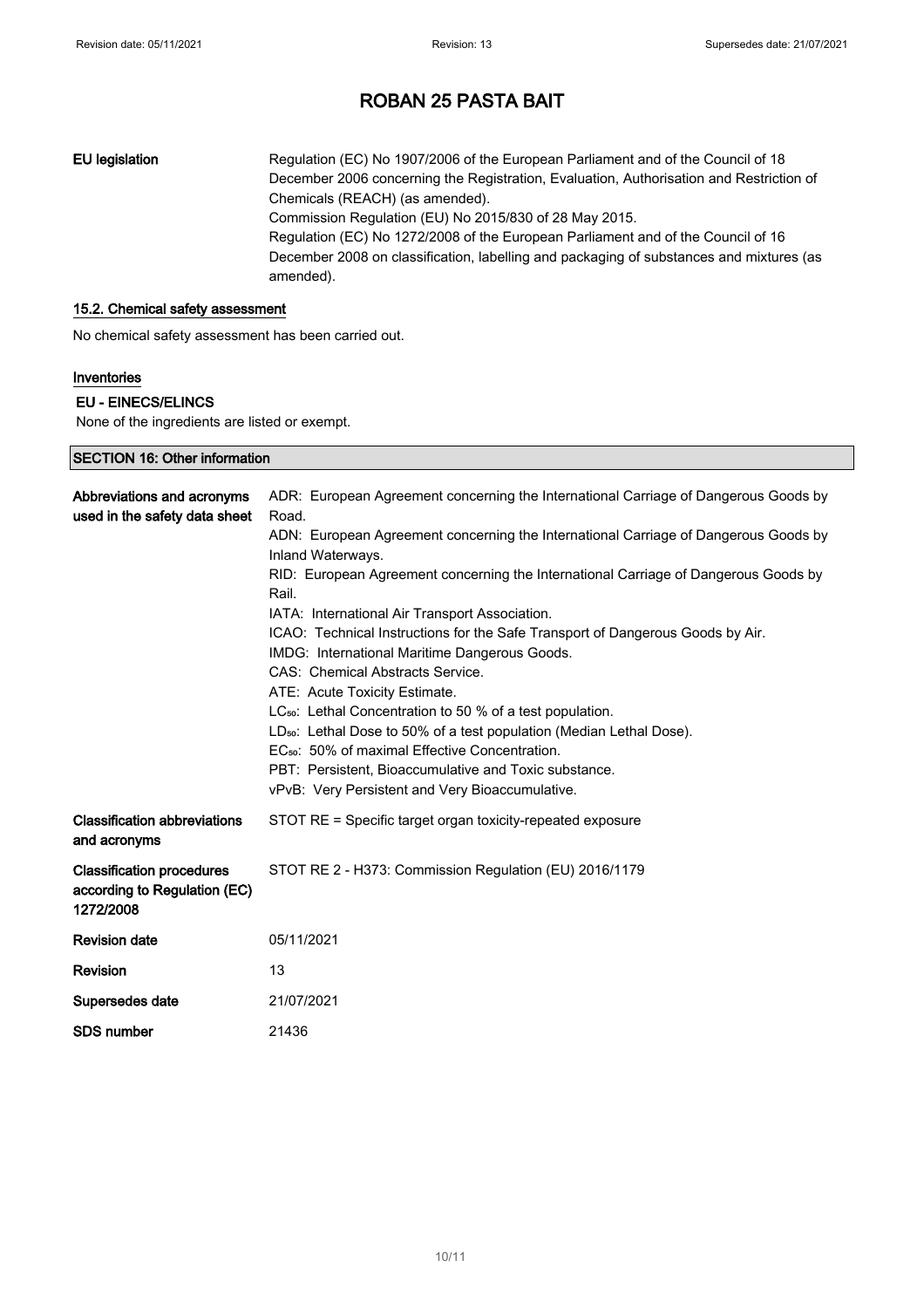# ROBAN 25 PASTA BAIT

| | |
|---|---|
| **EU legislation** | Regulation (EC) No 1907/2006 of the European Parliament and of the Council of 18 December 2006 concerning the Registration, Evaluation, Authorisation and Restriction of Chemicals (REACH) (as amended).<br>Commission Regulation (EU) No 2015/830 of 28 May 2015.<br>Regulation (EC) No 1272/2008 of the European Parliament and of the Council of 16 December 2008 on classification, labelling and packaging of substances and mixtures (as amended). |

### 15.2. Chemical safety assessment

No chemical safety assessment has been carried out.

### Inventories

**EU - EINECS/ELINCS**

None of the ingredients are listed or exempt.

## SECTION 16: Other information

| | |
|---|---|
| **Abbreviations and acronyms used in the safety data sheet** | ADR: European Agreement concerning the International Carriage of Dangerous Goods by Road.<br>ADN: European Agreement concerning the International Carriage of Dangerous Goods by Inland Waterways.<br>RID: European Agreement concerning the International Carriage of Dangerous Goods by Rail.<br>IATA: International Air Transport Association.<br>ICAO: Technical Instructions for the Safe Transport of Dangerous Goods by Air.<br>IMDG: International Maritime Dangerous Goods.<br>CAS: Chemical Abstracts Service.<br>ATE: Acute Toxicity Estimate.<br>$LC_{50}$: Lethal Concentration to 50 % of a test population.<br>$LD_{50}$: Lethal Dose to 50% of a test population (Median Lethal Dose).<br>$EC_{50}$: 50% of maximal Effective Concentration.<br>PBT: Persistent, Bioaccumulative and Toxic substance.<br>vPvB: Very Persistent and Very Bioaccumulative. |
| **Classification abbreviations and acronyms** | STOT RE = Specific target organ toxicity-repeated exposure |
| **Classification procedures according to Regulation (EC) 1272/2008** | STOT RE 2 - H373: Commission Regulation (EU) 2016/1179 |
| **Revision date** | 05/11/2021 |
| **Revision** | 13 |
| **Supersedes date** | 21/07/2021 |
| **SDS number** | 21436 |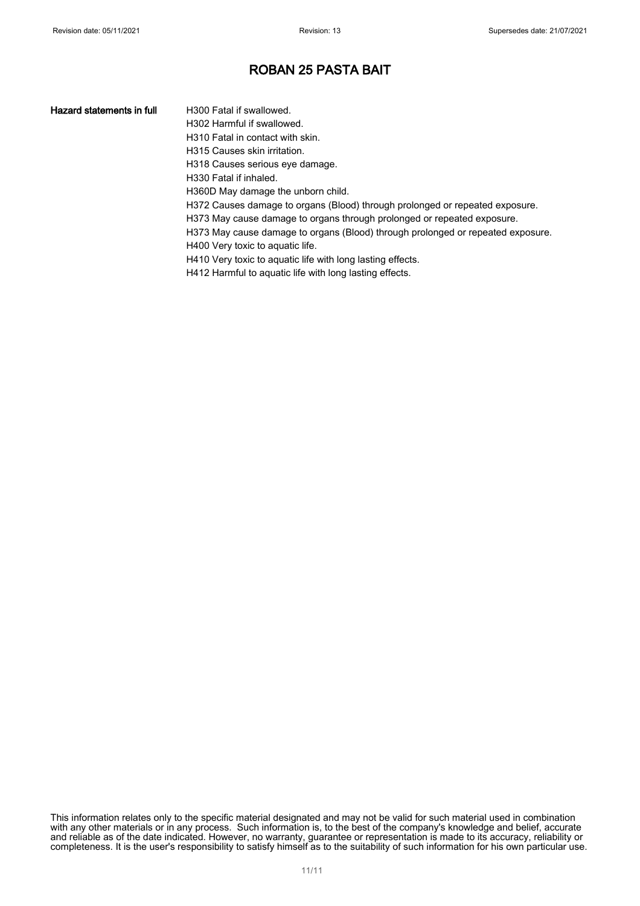# ROBAN 25 PASTA BAIT

| | |
|---|---|
| **Hazard statements in full** | H300 Fatal if swallowed.<br>H302 Harmful if swallowed.<br>H310 Fatal in contact with skin.<br>H315 Causes skin irritation.<br>H318 Causes serious eye damage.<br>H330 Fatal if inhaled.<br>H360D May damage the unborn child.<br>H372 Causes damage to organs (Blood) through prolonged or repeated exposure.<br>H373 May cause damage to organs through prolonged or repeated exposure.<br>H373 May cause damage to organs (Blood) through prolonged or repeated exposure.<br>H400 Very toxic to aquatic life.<br>H410 Very toxic to aquatic life with long lasting effects.<br>H412 Harmful to aquatic life with long lasting effects. |

This information relates only to the specific material designated and may not be valid for such material used in combination with any other materials or in any process. Such information is, to the best of the company's knowledge and belief, accurate and reliable as of the date indicated. However, no warranty, guarantee or representation is made to its accuracy, reliability or completeness. It is the user's responsibility to satisfy himself as to the suitability of such information for his own particular use.